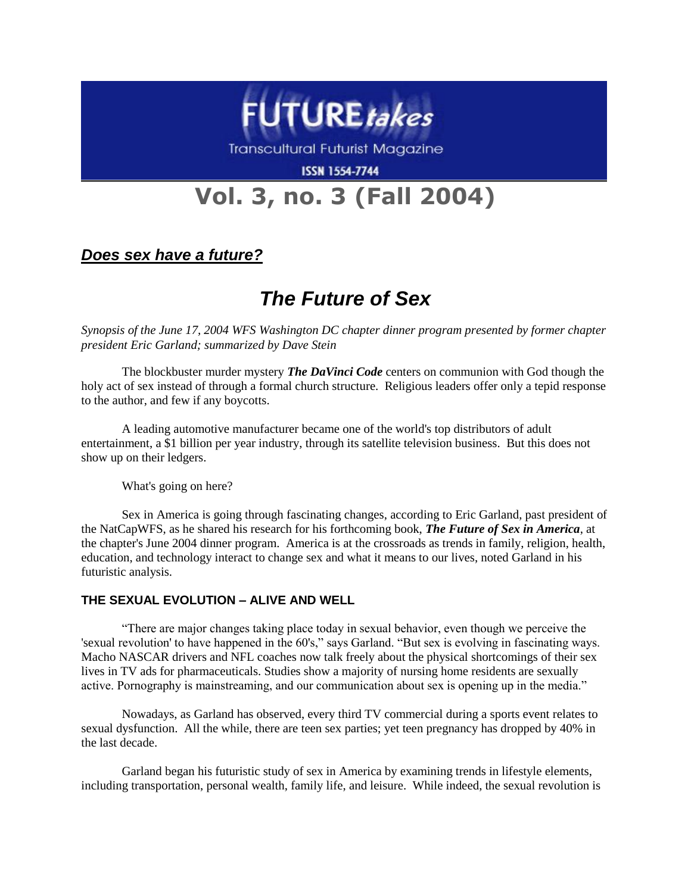# FUTURE*takes*

Transcultural Futurist Magazine

ISSN 1554-7744

# Vol. 3, no. 3 (Fall 2004)

***Does sex have a future?***

## *The Future of Sex*

*Synopsis of the June 17, 2004 WFS Washington DC chapter dinner program presented by former chapter president Eric Garland; summarized by Dave Stein*

The blockbuster murder mystery ***The DaVinci Code*** centers on communion with God though the holy act of sex instead of through a formal church structure. Religious leaders offer only a tepid response to the author, and few if any boycotts.

A leading automotive manufacturer became one of the world's top distributors of adult entertainment, a $1 billion per year industry, through its satellite television business. But this does not show up on their ledgers.

What's going on here?

Sex in America is going through fascinating changes, according to Eric Garland, past president of the NatCapWFS, as he shared his research for his forthcoming book, ***The Future of Sex in America***, at the chapter's June 2004 dinner program. America is at the crossroads as trends in family, religion, health, education, and technology interact to change sex and what it means to our lives, noted Garland in his futuristic analysis.

### THE SEXUAL EVOLUTION – ALIVE AND WELL

"There are major changes taking place today in sexual behavior, even though we perceive the 'sexual revolution' to have happened in the 60's," says Garland. "But sex is evolving in fascinating ways. Macho NASCAR drivers and NFL coaches now talk freely about the physical shortcomings of their sex lives in TV ads for pharmaceuticals. Studies show a majority of nursing home residents are sexually active. Pornography is mainstreaming, and our communication about sex is opening up in the media."

Nowadays, as Garland has observed, every third TV commercial during a sports event relates to sexual dysfunction. All the while, there are teen sex parties; yet teen pregnancy has dropped by 40% in the last decade.

Garland began his futuristic study of sex in America by examining trends in lifestyle elements, including transportation, personal wealth, family life, and leisure. While indeed, the sexual revolution is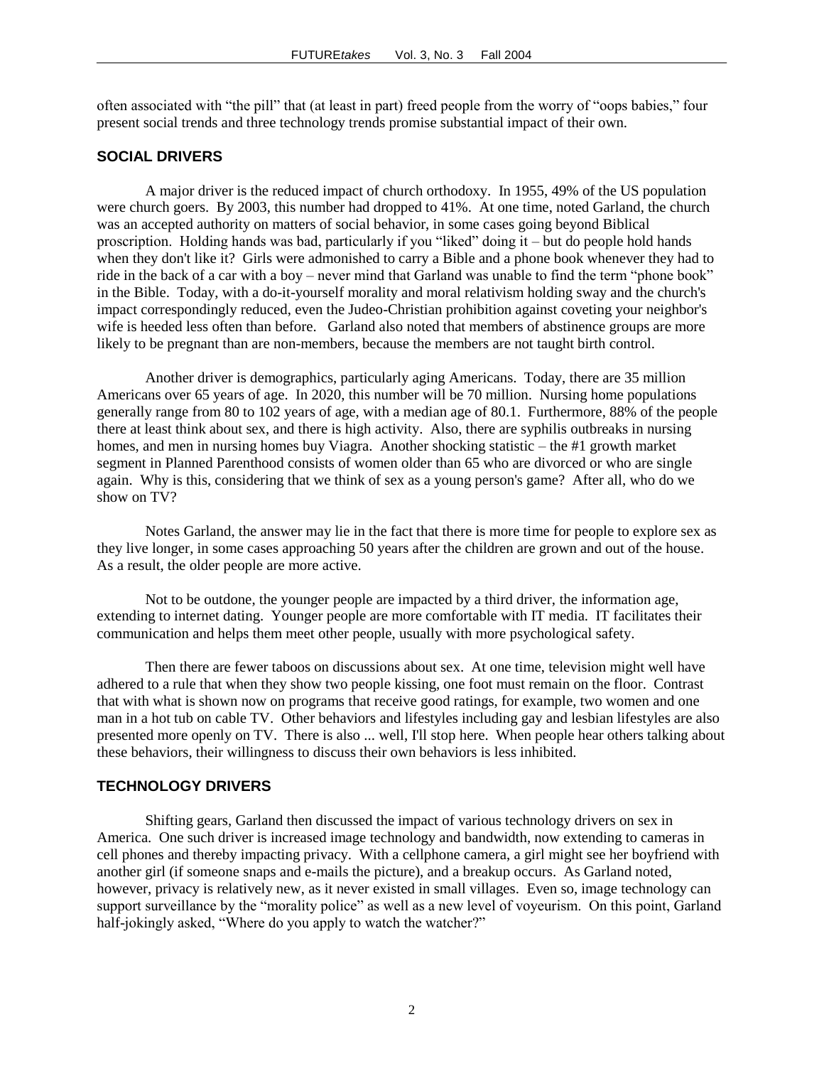often associated with "the pill" that (at least in part) freed people from the worry of "oops babies," four present social trends and three technology trends promise substantial impact of their own.

## SOCIAL DRIVERS

A major driver is the reduced impact of church orthodoxy. In 1955, 49% of the US population were church goers. By 2003, this number had dropped to 41%. At one time, noted Garland, the church was an accepted authority on matters of social behavior, in some cases going beyond Biblical proscription. Holding hands was bad, particularly if you "liked" doing it – but do people hold hands when they don't like it? Girls were admonished to carry a Bible and a phone book whenever they had to ride in the back of a car with a boy – never mind that Garland was unable to find the term "phone book" in the Bible. Today, with a do-it-yourself morality and moral relativism holding sway and the church's impact correspondingly reduced, even the Judeo-Christian prohibition against coveting your neighbor's wife is heeded less often than before. Garland also noted that members of abstinence groups are more likely to be pregnant than are non-members, because the members are not taught birth control.

Another driver is demographics, particularly aging Americans. Today, there are 35 million Americans over 65 years of age. In 2020, this number will be 70 million. Nursing home populations generally range from 80 to 102 years of age, with a median age of 80.1. Furthermore, 88% of the people there at least think about sex, and there is high activity. Also, there are syphilis outbreaks in nursing homes, and men in nursing homes buy Viagra. Another shocking statistic – the #1 growth market segment in Planned Parenthood consists of women older than 65 who are divorced or who are single again. Why is this, considering that we think of sex as a young person's game? After all, who do we show on TV?

Notes Garland, the answer may lie in the fact that there is more time for people to explore sex as they live longer, in some cases approaching 50 years after the children are grown and out of the house. As a result, the older people are more active.

Not to be outdone, the younger people are impacted by a third driver, the information age, extending to internet dating. Younger people are more comfortable with IT media. IT facilitates their communication and helps them meet other people, usually with more psychological safety.

Then there are fewer taboos on discussions about sex. At one time, television might well have adhered to a rule that when they show two people kissing, one foot must remain on the floor. Contrast that with what is shown now on programs that receive good ratings, for example, two women and one man in a hot tub on cable TV. Other behaviors and lifestyles including gay and lesbian lifestyles are also presented more openly on TV. There is also ... well, I'll stop here. When people hear others talking about these behaviors, their willingness to discuss their own behaviors is less inhibited.

## TECHNOLOGY DRIVERS

Shifting gears, Garland then discussed the impact of various technology drivers on sex in America. One such driver is increased image technology and bandwidth, now extending to cameras in cell phones and thereby impacting privacy. With a cellphone camera, a girl might see her boyfriend with another girl (if someone snaps and e-mails the picture), and a breakup occurs. As Garland noted, however, privacy is relatively new, as it never existed in small villages. Even so, image technology can support surveillance by the "morality police" as well as a new level of voyeurism. On this point, Garland half-jokingly asked, "Where do you apply to watch the watcher?"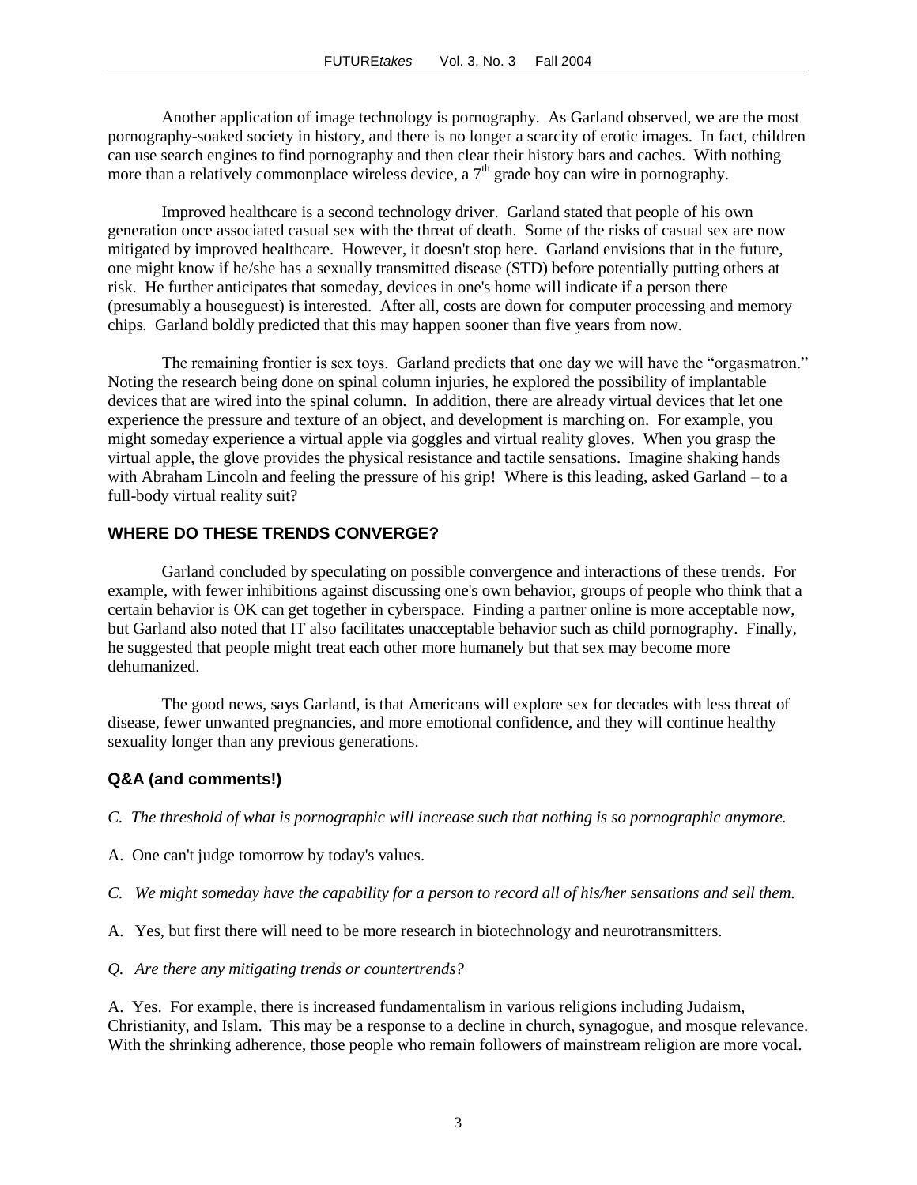Another application of image technology is pornography. As Garland observed, we are the most pornography-soaked society in history, and there is no longer a scarcity of erotic images. In fact, children can use search engines to find pornography and then clear their history bars and caches. With nothing more than a relatively commonplace wireless device, a 7th grade boy can wire in pornography.

Improved healthcare is a second technology driver. Garland stated that people of his own generation once associated casual sex with the threat of death. Some of the risks of casual sex are now mitigated by improved healthcare. However, it doesn't stop here. Garland envisions that in the future, one might know if he/she has a sexually transmitted disease (STD) before potentially putting others at risk. He further anticipates that someday, devices in one's home will indicate if a person there (presumably a houseguest) is interested. After all, costs are down for computer processing and memory chips. Garland boldly predicted that this may happen sooner than five years from now.

The remaining frontier is sex toys. Garland predicts that one day we will have the "orgasmatron." Noting the research being done on spinal column injuries, he explored the possibility of implantable devices that are wired into the spinal column. In addition, there are already virtual devices that let one experience the pressure and texture of an object, and development is marching on. For example, you might someday experience a virtual apple via goggles and virtual reality gloves. When you grasp the virtual apple, the glove provides the physical resistance and tactile sensations. Imagine shaking hands with Abraham Lincoln and feeling the pressure of his grip! Where is this leading, asked Garland – to a full-body virtual reality suit?

### WHERE DO THESE TRENDS CONVERGE?

Garland concluded by speculating on possible convergence and interactions of these trends. For example, with fewer inhibitions against discussing one's own behavior, groups of people who think that a certain behavior is OK can get together in cyberspace. Finding a partner online is more acceptable now, but Garland also noted that IT also facilitates unacceptable behavior such as child pornography. Finally, he suggested that people might treat each other more humanely but that sex may become more dehumanized.

The good news, says Garland, is that Americans will explore sex for decades with less threat of disease, fewer unwanted pregnancies, and more emotional confidence, and they will continue healthy sexuality longer than any previous generations.

### Q&A (and comments!)

*C. The threshold of what is pornographic will increase such that nothing is so pornographic anymore.*

A. One can't judge tomorrow by today's values.

*C. We might someday have the capability for a person to record all of his/her sensations and sell them.*

A. Yes, but first there will need to be more research in biotechnology and neurotransmitters.

*Q. Are there any mitigating trends or countertrends?*

A. Yes. For example, there is increased fundamentalism in various religions including Judaism, Christianity, and Islam. This may be a response to a decline in church, synagogue, and mosque relevance. With the shrinking adherence, those people who remain followers of mainstream religion are more vocal.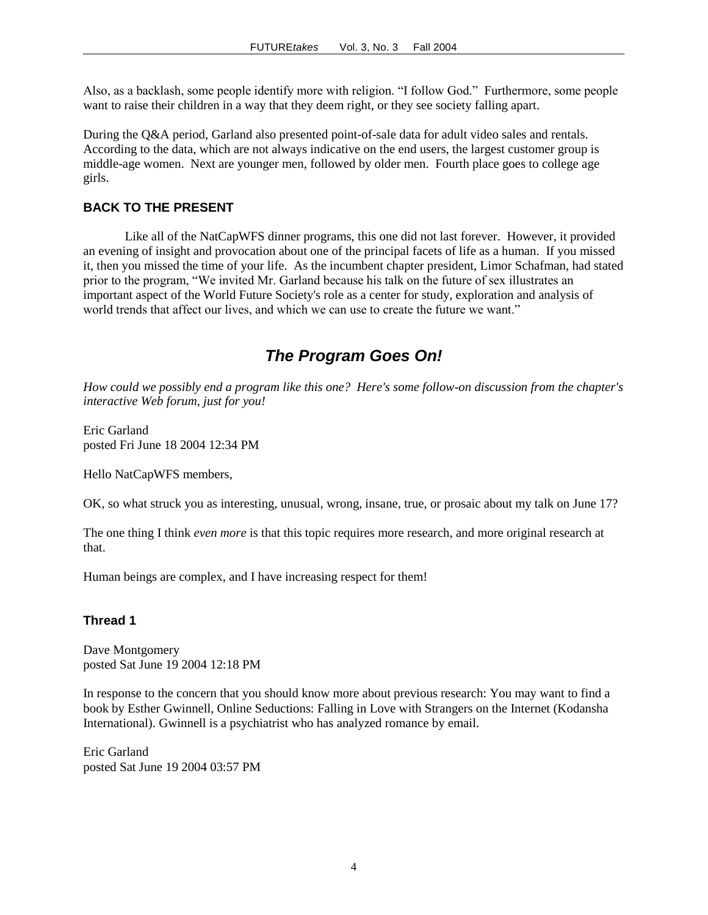Also, as a backlash, some people identify more with religion. "I follow God." Furthermore, some people want to raise their children in a way that they deem right, or they see society falling apart.

During the Q&A period, Garland also presented point-of-sale data for adult video sales and rentals. According to the data, which are not always indicative on the end users, the largest customer group is middle-age women. Next are younger men, followed by older men. Fourth place goes to college age girls.

### BACK TO THE PRESENT

Like all of the NatCapWFS dinner programs, this one did not last forever. However, it provided an evening of insight and provocation about one of the principal facets of life as a human. If you missed it, then you missed the time of your life. As the incumbent chapter president, Limor Schafman, had stated prior to the program, "We invited Mr. Garland because his talk on the future of sex illustrates an important aspect of the World Future Society's role as a center for study, exploration and analysis of world trends that affect our lives, and which we can use to create the future we want."

## *The Program Goes On!*

*How could we possibly end a program like this one? Here's some follow-on discussion from the chapter's interactive Web forum, just for you!*

Eric Garland
posted Fri June 18 2004 12:34 PM

Hello NatCapWFS members,

OK, so what struck you as interesting, unusual, wrong, insane, true, or prosaic about my talk on June 17?

The one thing I think *even more* is that this topic requires more research, and more original research at that.

Human beings are complex, and I have increasing respect for them!

### Thread 1

Dave Montgomery
posted Sat June 19 2004 12:18 PM

In response to the concern that you should know more about previous research: You may want to find a book by Esther Gwinnell, Online Seductions: Falling in Love with Strangers on the Internet (Kodansha International). Gwinnell is a psychiatrist who has analyzed romance by email.

Eric Garland
posted Sat June 19 2004 03:57 PM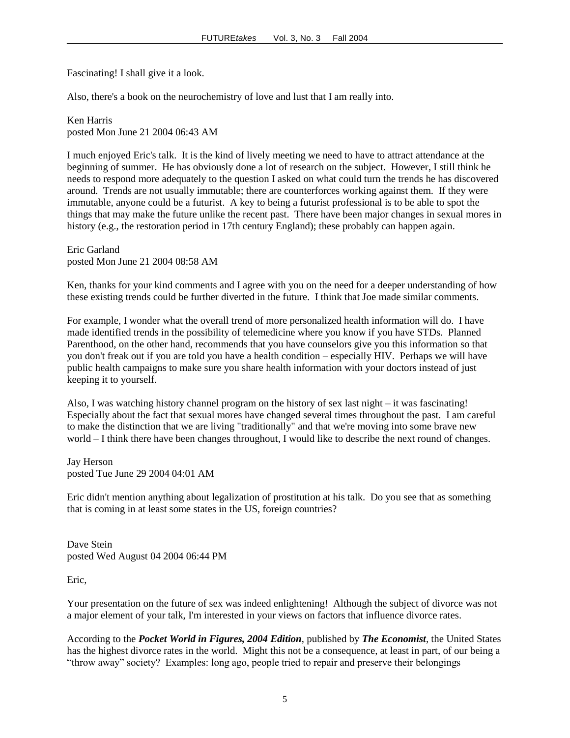Fascinating! I shall give it a look.

Also, there's a book on the neurochemistry of love and lust that I am really into.

Ken Harris
posted Mon June 21 2004 06:43 AM

I much enjoyed Eric's talk. It is the kind of lively meeting we need to have to attract attendance at the beginning of summer. He has obviously done a lot of research on the subject. However, I still think he needs to respond more adequately to the question I asked on what could turn the trends he has discovered around. Trends are not usually immutable; there are counterforces working against them. If they were immutable, anyone could be a futurist. A key to being a futurist professional is to be able to spot the things that may make the future unlike the recent past. There have been major changes in sexual mores in history (e.g., the restoration period in 17th century England); these probably can happen again.

Eric Garland
posted Mon June 21 2004 08:58 AM

Ken, thanks for your kind comments and I agree with you on the need for a deeper understanding of how these existing trends could be further diverted in the future. I think that Joe made similar comments.

For example, I wonder what the overall trend of more personalized health information will do. I have made identified trends in the possibility of telemedicine where you know if you have STDs. Planned Parenthood, on the other hand, recommends that you have counselors give you this information so that you don't freak out if you are told you have a health condition – especially HIV. Perhaps we will have public health campaigns to make sure you share health information with your doctors instead of just keeping it to yourself.

Also, I was watching history channel program on the history of sex last night – it was fascinating! Especially about the fact that sexual mores have changed several times throughout the past. I am careful to make the distinction that we are living "traditionally" and that we're moving into some brave new world – I think there have been changes throughout, I would like to describe the next round of changes.

Jay Herson
posted Tue June 29 2004 04:01 AM

Eric didn't mention anything about legalization of prostitution at his talk. Do you see that as something that is coming in at least some states in the US, foreign countries?

Dave Stein
posted Wed August 04 2004 06:44 PM

Eric,

Your presentation on the future of sex was indeed enlightening! Although the subject of divorce was not a major element of your talk, I'm interested in your views on factors that influence divorce rates.

According to the ***Pocket World in Figures, 2004 Edition***, published by ***The Economist***, the United States has the highest divorce rates in the world. Might this not be a consequence, at least in part, of our being a "throw away" society? Examples: long ago, people tried to repair and preserve their belongings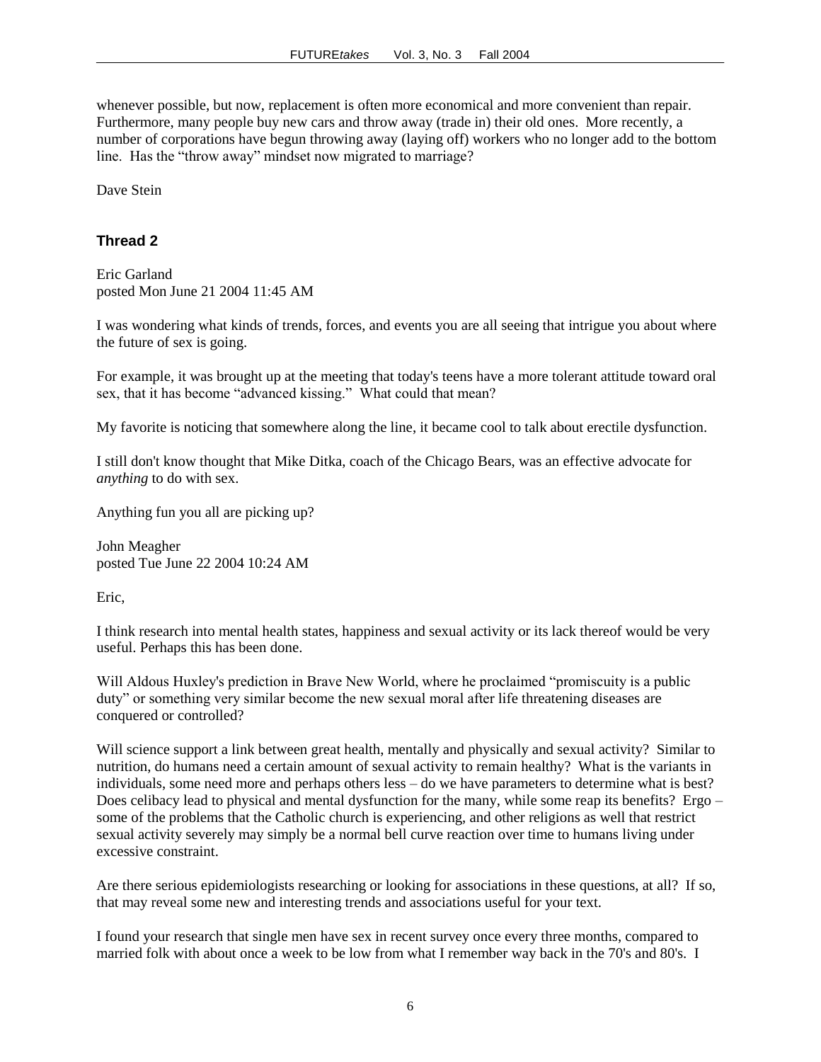whenever possible, but now, replacement is often more economical and more convenient than repair. Furthermore, many people buy new cars and throw away (trade in) their old ones. More recently, a number of corporations have begun throwing away (laying off) workers who no longer add to the bottom line. Has the "throw away" mindset now migrated to marriage?

Dave Stein

### Thread 2

Eric Garland
posted Mon June 21 2004 11:45 AM

I was wondering what kinds of trends, forces, and events you are all seeing that intrigue you about where the future of sex is going.

For example, it was brought up at the meeting that today's teens have a more tolerant attitude toward oral sex, that it has become "advanced kissing." What could that mean?

My favorite is noticing that somewhere along the line, it became cool to talk about erectile dysfunction.

I still don't know thought that Mike Ditka, coach of the Chicago Bears, was an effective advocate for *anything* to do with sex.

Anything fun you all are picking up?

John Meagher
posted Tue June 22 2004 10:24 AM

Eric,

I think research into mental health states, happiness and sexual activity or its lack thereof would be very useful. Perhaps this has been done.

Will Aldous Huxley's prediction in Brave New World, where he proclaimed "promiscuity is a public duty" or something very similar become the new sexual moral after life threatening diseases are conquered or controlled?

Will science support a link between great health, mentally and physically and sexual activity? Similar to nutrition, do humans need a certain amount of sexual activity to remain healthy? What is the variants in individuals, some need more and perhaps others less – do we have parameters to determine what is best? Does celibacy lead to physical and mental dysfunction for the many, while some reap its benefits? Ergo – some of the problems that the Catholic church is experiencing, and other religions as well that restrict sexual activity severely may simply be a normal bell curve reaction over time to humans living under excessive constraint.

Are there serious epidemiologists researching or looking for associations in these questions, at all? If so, that may reveal some new and interesting trends and associations useful for your text.

I found your research that single men have sex in recent survey once every three months, compared to married folk with about once a week to be low from what I remember way back in the 70's and 80's. I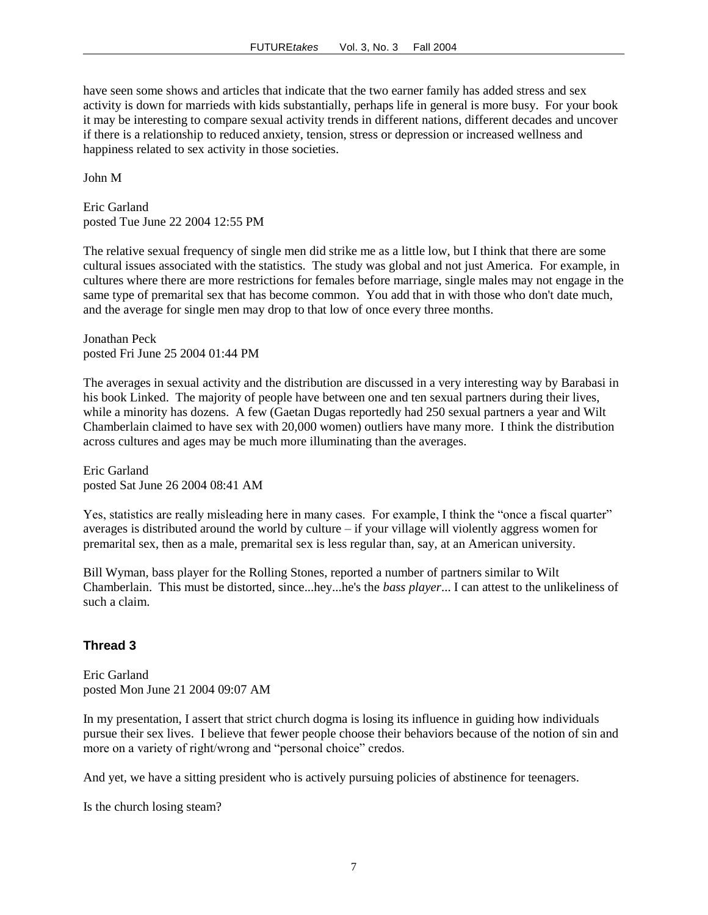have seen some shows and articles that indicate that the two earner family has added stress and sex activity is down for marrieds with kids substantially, perhaps life in general is more busy. For your book it may be interesting to compare sexual activity trends in different nations, different decades and uncover if there is a relationship to reduced anxiety, tension, stress or depression or increased wellness and happiness related to sex activity in those societies.

John M

Eric Garland
posted Tue June 22 2004 12:55 PM

The relative sexual frequency of single men did strike me as a little low, but I think that there are some cultural issues associated with the statistics. The study was global and not just America. For example, in cultures where there are more restrictions for females before marriage, single males may not engage in the same type of premarital sex that has become common. You add that in with those who don't date much, and the average for single men may drop to that low of once every three months.

Jonathan Peck
posted Fri June 25 2004 01:44 PM

The averages in sexual activity and the distribution are discussed in a very interesting way by Barabasi in his book Linked. The majority of people have between one and ten sexual partners during their lives, while a minority has dozens. A few (Gaetan Dugas reportedly had 250 sexual partners a year and Wilt Chamberlain claimed to have sex with 20,000 women) outliers have many more. I think the distribution across cultures and ages may be much more illuminating than the averages.

Eric Garland
posted Sat June 26 2004 08:41 AM

Yes, statistics are really misleading here in many cases. For example, I think the "once a fiscal quarter" averages is distributed around the world by culture – if your village will violently aggress women for premarital sex, then as a male, premarital sex is less regular than, say, at an American university.

Bill Wyman, bass player for the Rolling Stones, reported a number of partners similar to Wilt Chamberlain. This must be distorted, since...hey...he's the *bass player*... I can attest to the unlikeliness of such a claim.

### Thread 3

Eric Garland
posted Mon June 21 2004 09:07 AM

In my presentation, I assert that strict church dogma is losing its influence in guiding how individuals pursue their sex lives. I believe that fewer people choose their behaviors because of the notion of sin and more on a variety of right/wrong and "personal choice" credos.

And yet, we have a sitting president who is actively pursuing policies of abstinence for teenagers.

Is the church losing steam?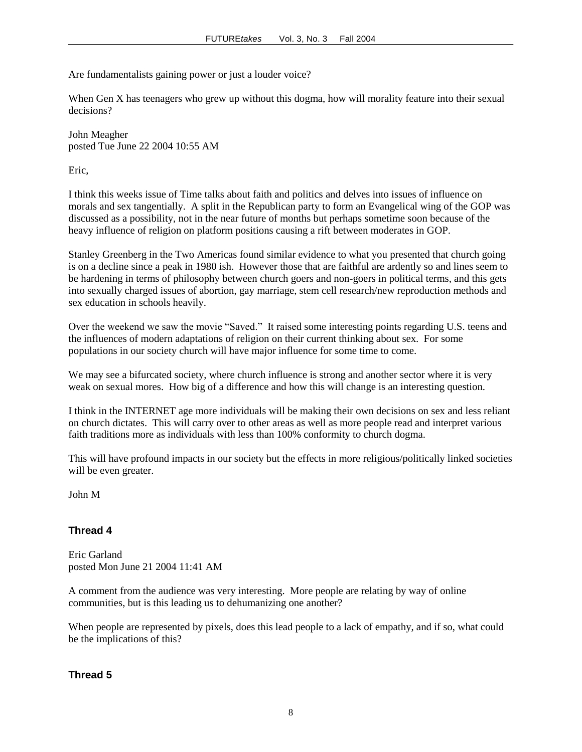Are fundamentalists gaining power or just a louder voice?

When Gen X has teenagers who grew up without this dogma, how will morality feature into their sexual decisions?

John Meagher
posted Tue June 22 2004 10:55 AM

Eric,

I think this weeks issue of Time talks about faith and politics and delves into issues of influence on morals and sex tangentially. A split in the Republican party to form an Evangelical wing of the GOP was discussed as a possibility, not in the near future of months but perhaps sometime soon because of the heavy influence of religion on platform positions causing a rift between moderates in GOP.

Stanley Greenberg in the Two Americas found similar evidence to what you presented that church going is on a decline since a peak in 1980 ish. However those that are faithful are ardently so and lines seem to be hardening in terms of philosophy between church goers and non-goers in political terms, and this gets into sexually charged issues of abortion, gay marriage, stem cell research/new reproduction methods and sex education in schools heavily.

Over the weekend we saw the movie "Saved." It raised some interesting points regarding U.S. teens and the influences of modern adaptations of religion on their current thinking about sex. For some populations in our society church will have major influence for some time to come.

We may see a bifurcated society, where church influence is strong and another sector where it is very weak on sexual mores. How big of a difference and how this will change is an interesting question.

I think in the INTERNET age more individuals will be making their own decisions on sex and less reliant on church dictates. This will carry over to other areas as well as more people read and interpret various faith traditions more as individuals with less than 100% conformity to church dogma.

This will have profound impacts in our society but the effects in more religious/politically linked societies will be even greater.

John M

### Thread 4

Eric Garland
posted Mon June 21 2004 11:41 AM

A comment from the audience was very interesting. More people are relating by way of online communities, but is this leading us to dehumanizing one another?

When people are represented by pixels, does this lead people to a lack of empathy, and if so, what could be the implications of this?

### Thread 5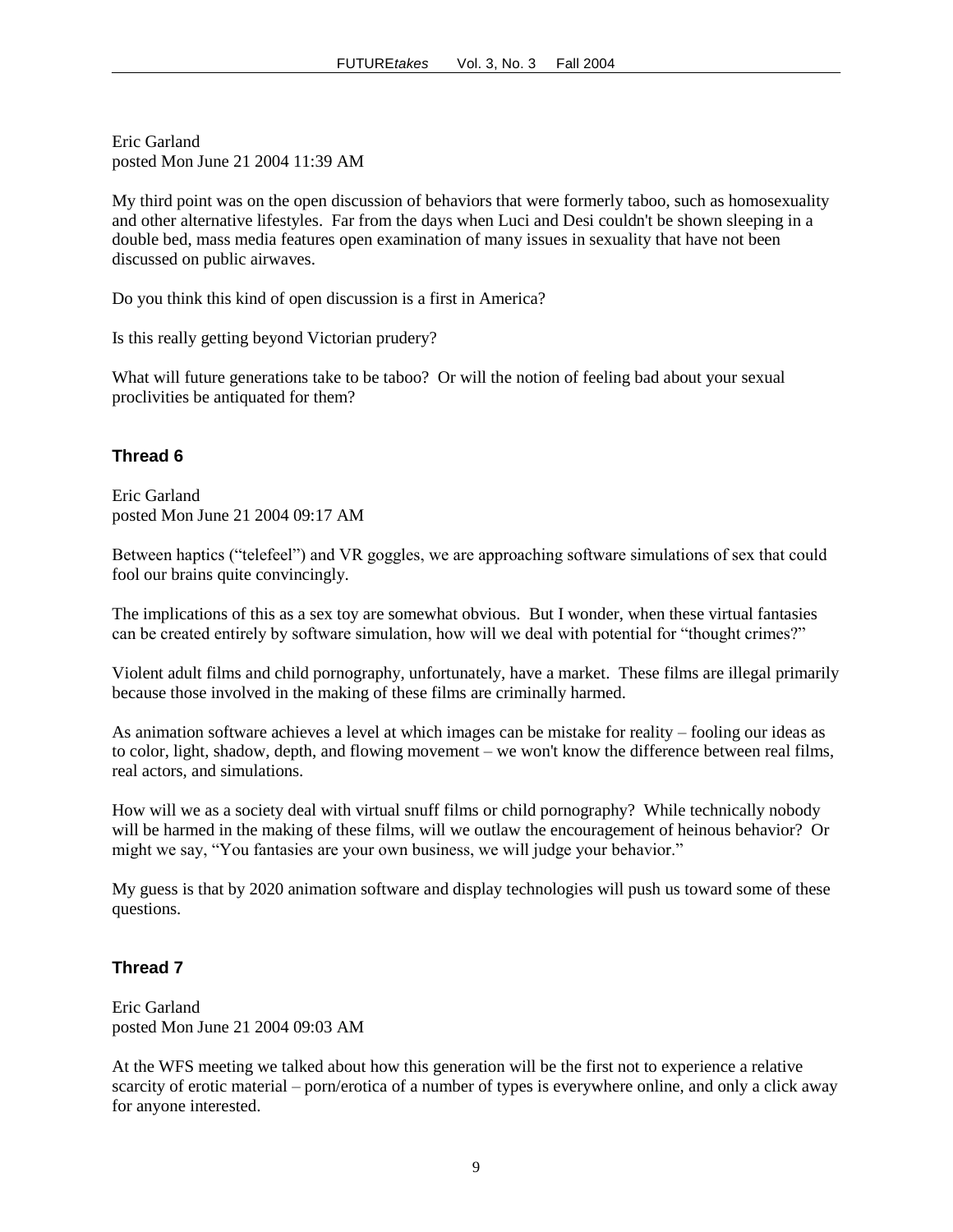Eric Garland
posted Mon June 21 2004 11:39 AM

My third point was on the open discussion of behaviors that were formerly taboo, such as homosexuality and other alternative lifestyles. Far from the days when Luci and Desi couldn't be shown sleeping in a double bed, mass media features open examination of many issues in sexuality that have not been discussed on public airwaves.

Do you think this kind of open discussion is a first in America?

Is this really getting beyond Victorian prudery?

What will future generations take to be taboo? Or will the notion of feeling bad about your sexual proclivities be antiquated for them?

### Thread 6

Eric Garland
posted Mon June 21 2004 09:17 AM

Between haptics ("telefeel") and VR goggles, we are approaching software simulations of sex that could fool our brains quite convincingly.

The implications of this as a sex toy are somewhat obvious. But I wonder, when these virtual fantasies can be created entirely by software simulation, how will we deal with potential for "thought crimes?"

Violent adult films and child pornography, unfortunately, have a market. These films are illegal primarily because those involved in the making of these films are criminally harmed.

As animation software achieves a level at which images can be mistake for reality – fooling our ideas as to color, light, shadow, depth, and flowing movement – we won't know the difference between real films, real actors, and simulations.

How will we as a society deal with virtual snuff films or child pornography? While technically nobody will be harmed in the making of these films, will we outlaw the encouragement of heinous behavior? Or might we say, "You fantasies are your own business, we will judge your behavior."

My guess is that by 2020 animation software and display technologies will push us toward some of these questions.

### Thread 7

Eric Garland
posted Mon June 21 2004 09:03 AM

At the WFS meeting we talked about how this generation will be the first not to experience a relative scarcity of erotic material – porn/erotica of a number of types is everywhere online, and only a click away for anyone interested.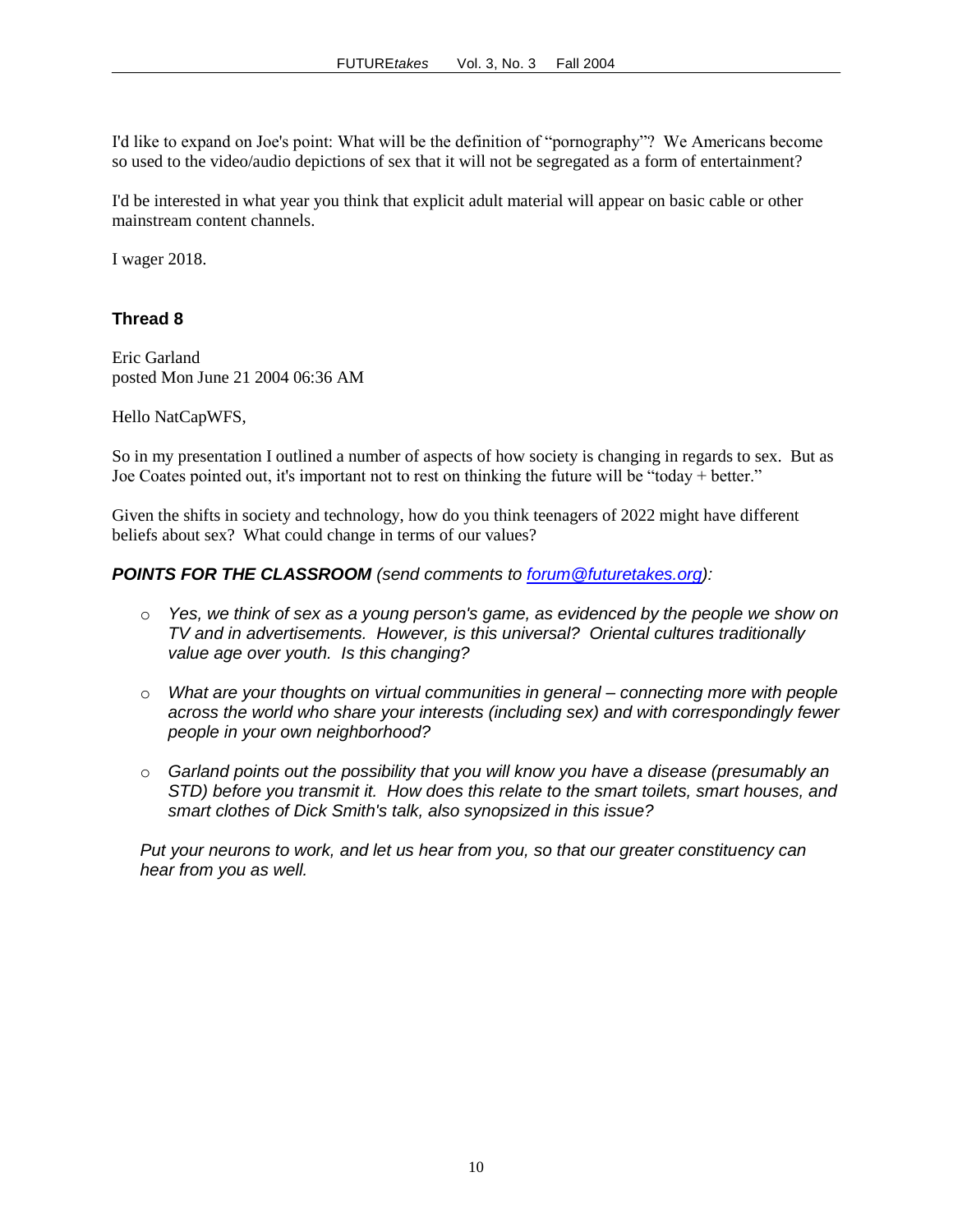I'd like to expand on Joe's point: What will be the definition of "pornography"? We Americans become so used to the video/audio depictions of sex that it will not be segregated as a form of entertainment?

I'd be interested in what year you think that explicit adult material will appear on basic cable or other mainstream content channels.

I wager 2018.

### Thread 8

Eric Garland
posted Mon June 21 2004 06:36 AM

Hello NatCapWFS,

So in my presentation I outlined a number of aspects of how society is changing in regards to sex. But as Joe Coates pointed out, it's important not to rest on thinking the future will be "today + better."

Given the shifts in society and technology, how do you think teenagers of 2022 might have different beliefs about sex? What could change in terms of our values?

***POINTS FOR THE CLASSROOM*** *(send comments to forum@futuretakes.org):*

- *Yes, we think of sex as a young person's game, as evidenced by the people we show on TV and in advertisements. However, is this universal? Oriental cultures traditionally value age over youth. Is this changing?*
- *What are your thoughts on virtual communities in general – connecting more with people across the world who share your interests (including sex) and with correspondingly fewer people in your own neighborhood?*
- *Garland points out the possibility that you will know you have a disease (presumably an STD) before you transmit it. How does this relate to the smart toilets, smart houses, and smart clothes of Dick Smith's talk, also synopsized in this issue?*

*Put your neurons to work, and let us hear from you, so that our greater constituency can hear from you as well.*